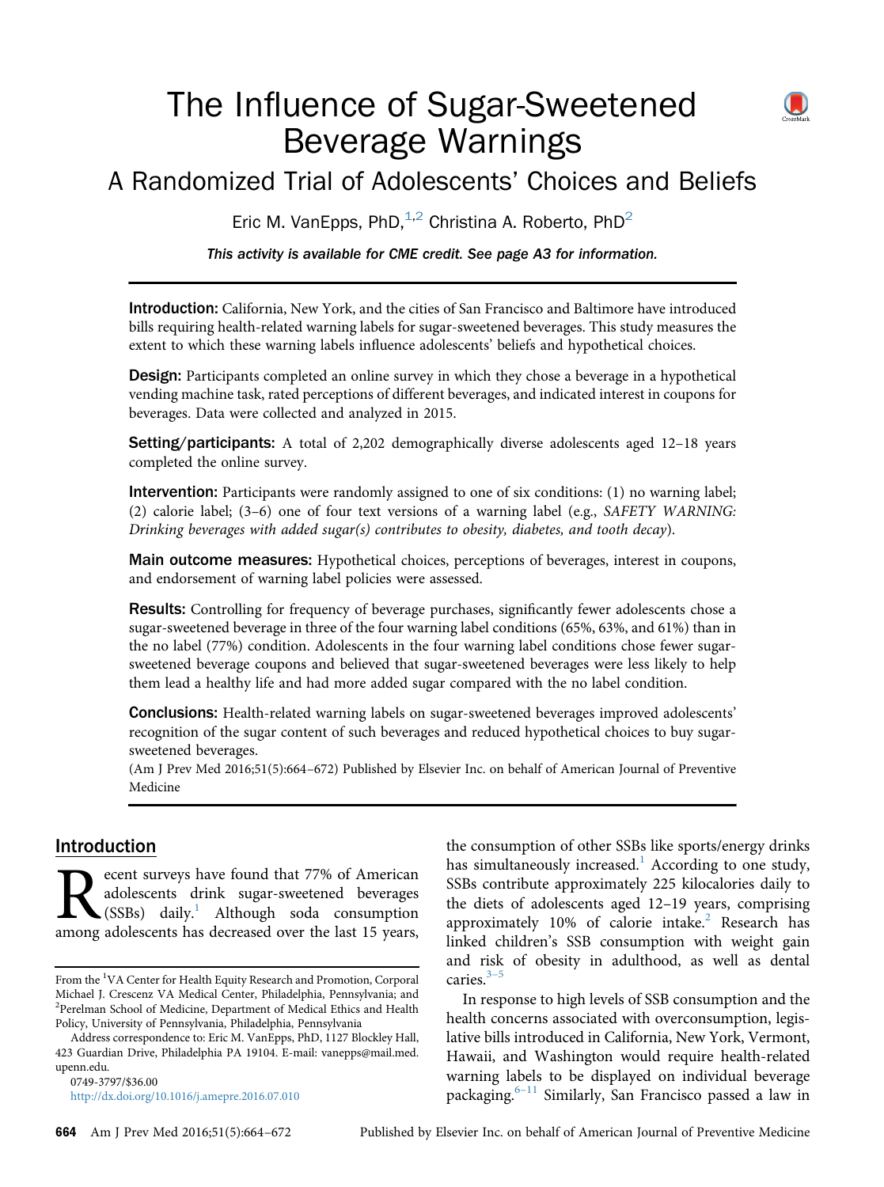# The Influence of Sugar-Sweetened Beverage Warnings

## A Randomized Trial of Adolescents' Choices and Beliefs

Eric M. VanEpps, PhD,[1,2] Christina A. Roberto, PhD[2]

*This activity is available for CME credit. See page A3 for information.*

**Introduction:** California, New York, and the cities of San Francisco and Baltimore have introduced bills requiring health-related warning labels for sugar-sweetened beverages. This study measures the extent to which these warning labels influence adolescents' beliefs and hypothetical choices.

**Design:** Participants completed an online survey in which they chose a beverage in a hypothetical vending machine task, rated perceptions of different beverages, and indicated interest in coupons for beverages. Data were collected and analyzed in 2015.

**Setting/participants:** A total of 2,202 demographically diverse adolescents aged 12–18 years completed the online survey.

**Intervention:** Participants were randomly assigned to one of six conditions: (1) no warning label; (2) calorie label; (3–6) one of four text versions of a warning label (e.g., *SAFETY WARNING: Drinking beverages with added sugar(s) contributes to obesity, diabetes, and tooth decay*).

**Main outcome measures:** Hypothetical choices, perceptions of beverages, interest in coupons, and endorsement of warning label policies were assessed.

**Results:** Controlling for frequency of beverage purchases, significantly fewer adolescents chose a sugar-sweetened beverage in three of the four warning label conditions (65%, 63%, and 61%) than in the no label (77%) condition. Adolescents in the four warning label conditions chose fewer sugar-sweetened beverage coupons and believed that sugar-sweetened beverages were less likely to help them lead a healthy life and had more added sugar compared with the no label condition.

**Conclusions:** Health-related warning labels on sugar-sweetened beverages improved adolescents' recognition of the sugar content of such beverages and reduced hypothetical choices to buy sugar-sweetened beverages.

(Am J Prev Med 2016;51(5):664–672) Published by Elsevier Inc. on behalf of American Journal of Preventive Medicine

## Introduction

Recent surveys have found that 77% of American adolescents drink sugar-sweetened beverages (SSBs) daily.[1] Although soda consumption among adolescents has decreased over the last 15 years, the consumption of other SSBs like sports/energy drinks has simultaneously increased.[1] According to one study, SSBs contribute approximately 225 kilocalories daily to the diets of adolescents aged 12–19 years, comprising approximately 10% of calorie intake.[2] Research has linked children's SSB consumption with weight gain and risk of obesity in adulthood, as well as dental caries.[3–5]

In response to high levels of SSB consumption and the health concerns associated with overconsumption, legislative bills introduced in California, New York, Vermont, Hawaii, and Washington would require health-related warning labels to be displayed on individual beverage packaging.[6–11] Similarly, San Francisco passed a law in

From the [1]VA Center for Health Equity Research and Promotion, Corporal Michael J. Crescenz VA Medical Center, Philadelphia, Pennsylvania; and [2]Perelman School of Medicine, Department of Medical Ethics and Health Policy, University of Pennsylvania, Philadelphia, Pennsylvania

Address correspondence to: Eric M. VanEpps, PhD, 1127 Blockley Hall, 423 Guardian Drive, Philadelphia PA 19104. E-mail: vanepps@mail.med.upenn.edu.

0749-3797/$36.00

http://dx.doi.org/10.1016/j.amepre.2016.07.010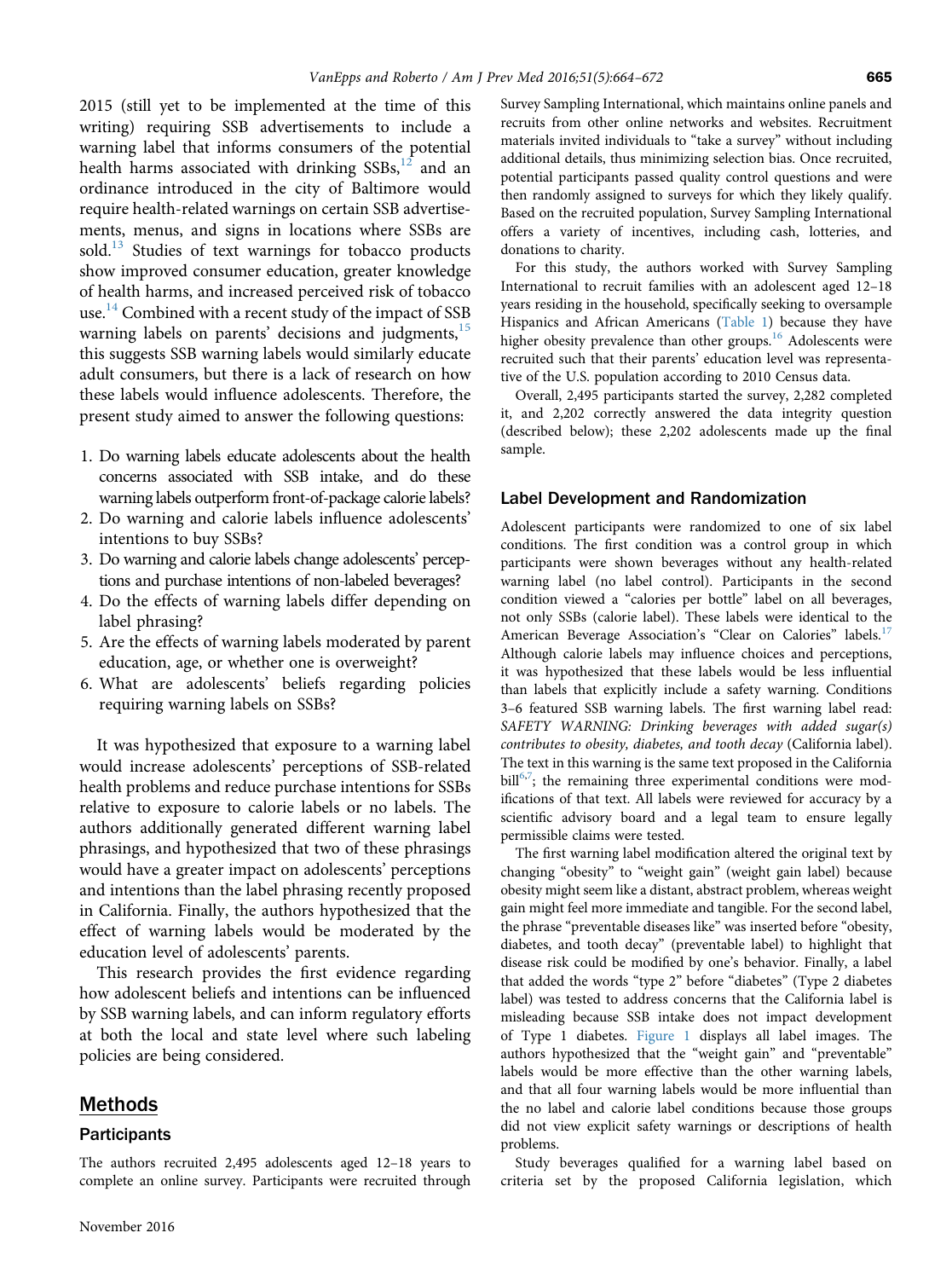2015 (still yet to be implemented at the time of this writing) requiring SSB advertisements to include a warning label that informs consumers of the potential health harms associated with drinking SSBs,[12] and an ordinance introduced in the city of Baltimore would require health-related warnings on certain SSB advertisements, menus, and signs in locations where SSBs are sold.[13] Studies of text warnings for tobacco products show improved consumer education, greater knowledge of health harms, and increased perceived risk of tobacco use.[14] Combined with a recent study of the impact of SSB warning labels on parents' decisions and judgments,[15] this suggests SSB warning labels would similarly educate adult consumers, but there is a lack of research on how these labels would influence adolescents. Therefore, the present study aimed to answer the following questions:

1. Do warning labels educate adolescents about the health concerns associated with SSB intake, and do these warning labels outperform front-of-package calorie labels?
2. Do warning and calorie labels influence adolescents' intentions to buy SSBs?
3. Do warning and calorie labels change adolescents' perceptions and purchase intentions of non-labeled beverages?
4. Do the effects of warning labels differ depending on label phrasing?
5. Are the effects of warning labels moderated by parent education, age, or whether one is overweight?
6. What are adolescents' beliefs regarding policies requiring warning labels on SSBs?

It was hypothesized that exposure to a warning label would increase adolescents' perceptions of SSB-related health problems and reduce purchase intentions for SSBs relative to exposure to calorie labels or no labels. The authors additionally generated different warning label phrasings, and hypothesized that two of these phrasings would have a greater impact on adolescents' perceptions and intentions than the label phrasing recently proposed in California. Finally, the authors hypothesized that the effect of warning labels would be moderated by the education level of adolescents' parents.

This research provides the first evidence regarding how adolescent beliefs and intentions can be influenced by SSB warning labels, and can inform regulatory efforts at both the local and state level where such labeling policies are being considered.

## Methods

### Participants

The authors recruited 2,495 adolescents aged 12–18 years to complete an online survey. Participants were recruited through Survey Sampling International, which maintains online panels and recruits from other online networks and websites. Recruitment materials invited individuals to "take a survey" without including additional details, thus minimizing selection bias. Once recruited, potential participants passed quality control questions and were then randomly assigned to surveys for which they likely qualify. Based on the recruited population, Survey Sampling International offers a variety of incentives, including cash, lotteries, and donations to charity.

For this study, the authors worked with Survey Sampling International to recruit families with an adolescent aged 12–18 years residing in the household, specifically seeking to oversample Hispanics and African Americans (Table 1) because they have higher obesity prevalence than other groups.[16] Adolescents were recruited such that their parents' education level was representative of the U.S. population according to 2010 Census data.

Overall, 2,495 participants started the survey, 2,282 completed it, and 2,202 correctly answered the data integrity question (described below); these 2,202 adolescents made up the final sample.

### Label Development and Randomization

Adolescent participants were randomized to one of six label conditions. The first condition was a control group in which participants were shown beverages without any health-related warning label (no label control). Participants in the second condition viewed a "calories per bottle" label on all beverages, not only SSBs (calorie label). These labels were identical to the American Beverage Association's "Clear on Calories" labels.[17] Although calorie labels may influence choices and perceptions, it was hypothesized that these labels would be less influential than labels that explicitly include a safety warning. Conditions 3–6 featured SSB warning labels. The first warning label read: *SAFETY WARNING: Drinking beverages with added sugar(s) contributes to obesity, diabetes, and tooth decay* (California label). The text in this warning is the same text proposed in the California bill[6,7]; the remaining three experimental conditions were modifications of that text. All labels were reviewed for accuracy by a scientific advisory board and a legal team to ensure legally permissible claims were tested.

The first warning label modification altered the original text by changing "obesity" to "weight gain" (weight gain label) because obesity might seem like a distant, abstract problem, whereas weight gain might feel more immediate and tangible. For the second label, the phrase "preventable diseases like" was inserted before "obesity, diabetes, and tooth decay" (preventable label) to highlight that disease risk could be modified by one's behavior. Finally, a label that added the words "type 2" before "diabetes" (Type 2 diabetes label) was tested to address concerns that the California label is misleading because SSB intake does not impact development of Type 1 diabetes. Figure 1 displays all label images. The authors hypothesized that the "weight gain" and "preventable" labels would be more effective than the other warning labels, and that all four warning labels would be more influential than the no label and calorie label conditions because those groups did not view explicit safety warnings or descriptions of health problems.

Study beverages qualified for a warning label based on criteria set by the proposed California legislation, which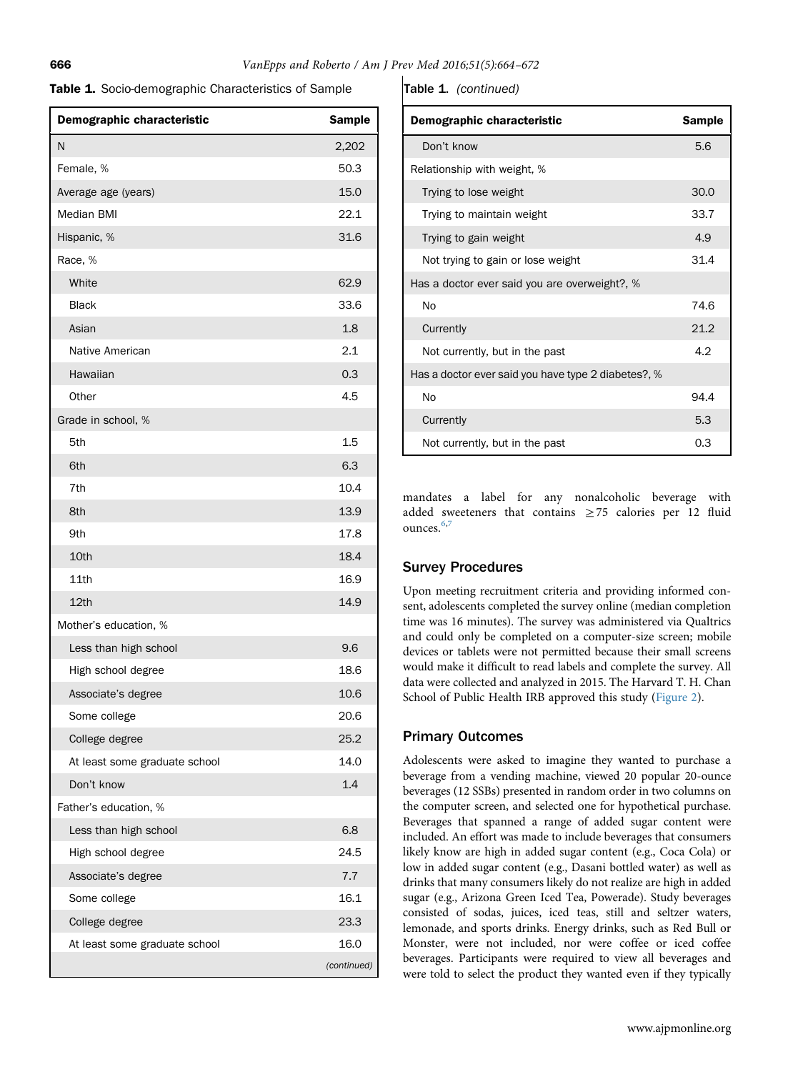**Table 1.** Socio-demographic Characteristics of Sample

| Demographic characteristic | Sample |
|---|---|
| N | 2,202 |
| Female, % | 50.3 |
| Average age (years) | 15.0 |
| Median BMI | 22.1 |
| Hispanic, % | 31.6 |
| Race, % | |
| White | 62.9 |
| Black | 33.6 |
| Asian | 1.8 |
| Native American | 2.1 |
| Hawaiian | 0.3 |
| Other | 4.5 |
| Grade in school, % | |
| 5th | 1.5 |
| 6th | 6.3 |
| 7th | 10.4 |
| 8th | 13.9 |
| 9th | 17.8 |
| 10th | 18.4 |
| 11th | 16.9 |
| 12th | 14.9 |
| Mother's education, % | |
| Less than high school | 9.6 |
| High school degree | 18.6 |
| Associate's degree | 10.6 |
| Some college | 20.6 |
| College degree | 25.2 |
| At least some graduate school | 14.0 |
| Don't know | 1.4 |
| Father's education, % | |
| Less than high school | 6.8 |
| High school degree | 24.5 |
| Associate's degree | 7.7 |
| Some college | 16.1 |
| College degree | 23.3 |
| At least some graduate school | 16.0 |
| Don't know | 5.6 |
| Relationship with weight, % | |
| Trying to lose weight | 30.0 |
| Trying to maintain weight | 33.7 |
| Trying to gain weight | 4.9 |
| Not trying to gain or lose weight | 31.4 |
| Has a doctor ever said you are overweight?, % | |
| No | 74.6 |
| Currently | 21.2 |
| Not currently, but in the past | 4.2 |
| Has a doctor ever said you have type 2 diabetes?, % | |
| No | 94.4 |
| Currently | 5.3 |
| Not currently, but in the past | 0.3 |

mandates a label for any nonalcoholic beverage with added sweeteners that contains ≥75 calories per 12 fluid ounces.[6,7]

## Survey Procedures

Upon meeting recruitment criteria and providing informed consent, adolescents completed the survey online (median completion time was 16 minutes). The survey was administered via Qualtrics and could only be completed on a computer-size screen; mobile devices or tablets were not permitted because their small screens would make it difficult to read labels and complete the survey. All data were collected and analyzed in 2015. The Harvard T. H. Chan School of Public Health IRB approved this study (Figure 2).

## Primary Outcomes

Adolescents were asked to imagine they wanted to purchase a beverage from a vending machine, viewed 20 popular 20-ounce beverages (12 SSBs) presented in random order in two columns on the computer screen, and selected one for hypothetical purchase. Beverages that spanned a range of added sugar content were included. An effort was made to include beverages that consumers likely know are high in added sugar content (e.g., Coca Cola) or low in added sugar content (e.g., Dasani bottled water) as well as drinks that many consumers likely do not realize are high in added sugar (e.g., Arizona Green Iced Tea, Powerade). Study beverages consisted of sodas, juices, iced teas, still and seltzer waters, lemonade, and sports drinks. Energy drinks, such as Red Bull or Monster, were not included, nor were coffee or iced coffee beverages. Participants were required to view all beverages and were told to select the product they wanted even if they typically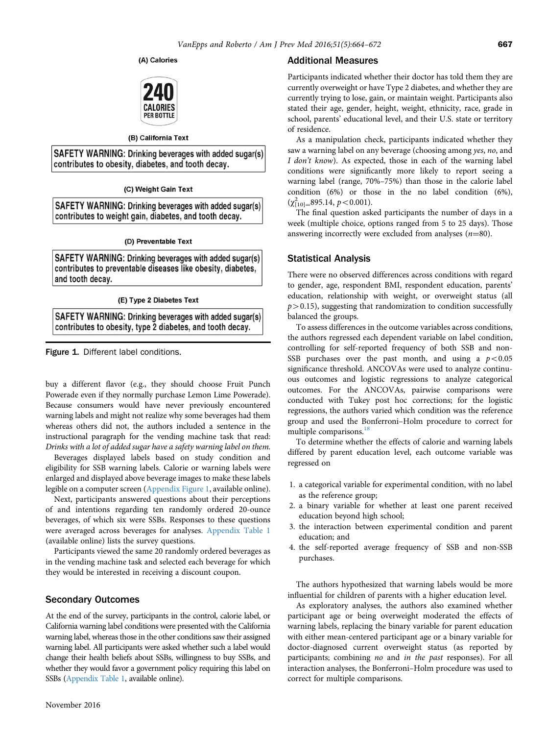(A) Calories

240 CALORIES PER BOTTLE

(B) California Text

SAFETY WARNING: Drinking beverages with added sugar(s) contributes to obesity, diabetes, and tooth decay.

(C) Weight Gain Text

SAFETY WARNING: Drinking beverages with added sugar(s) contributes to weight gain, diabetes, and tooth decay.

(D) Preventable Text

SAFETY WARNING: Drinking beverages with added sugar(s) contributes to preventable diseases like obesity, diabetes, and tooth decay.

(E) Type 2 Diabetes Text

SAFETY WARNING: Drinking beverages with added sugar(s) contributes to obesity, type 2 diabetes, and tooth decay.

**Figure 1.** Different label conditions.

buy a different flavor (e.g., they should choose Fruit Punch Powerade even if they normally purchase Lemon Lime Powerade). Because consumers would have never previously encountered warning labels and might not realize why some beverages had them whereas others did not, the authors included a sentence in the instructional paragraph for the vending machine task that read: *Drinks with a lot of added sugar have a safety warning label on them.*

Beverages displayed labels based on study condition and eligibility for SSB warning labels. Calorie or warning labels were enlarged and displayed above beverage images to make these labels legible on a computer screen (Appendix Figure 1, available online).

Next, participants answered questions about their perceptions of and intentions regarding ten randomly ordered 20-ounce beverages, of which six were SSBs. Responses to these questions were averaged across beverages for analyses. Appendix Table 1 (available online) lists the survey questions.

Participants viewed the same 20 randomly ordered beverages as in the vending machine task and selected each beverage for which they would be interested in receiving a discount coupon.

## Secondary Outcomes

At the end of the survey, participants in the control, calorie label, or California warning label conditions were presented with the California warning label, whereas those in the other conditions saw their assigned warning label. All participants were asked whether such a label would change their health beliefs about SSBs, willingness to buy SSBs, and whether they would favor a government policy requiring this label on SSBs (Appendix Table 1, available online).

## Additional Measures

Participants indicated whether their doctor has told them they are currently overweight or have Type 2 diabetes, and whether they are currently trying to lose, gain, or maintain weight. Participants also stated their age, gender, height, weight, ethnicity, race, grade in school, parents' educational level, and their U.S. state or territory of residence.

As a manipulation check, participants indicated whether they saw a warning label on any beverage (choosing among *yes*, *no*, and *I don't know*). As expected, those in each of the warning label conditions were significantly more likely to report seeing a warning label (range, 70%–75%) than those in the calorie label condition (6%) or those in the no label condition (6%), ($\chi^2_{[10]}$=895.14, $p<0.001$).

The final question asked participants the number of days in a week (multiple choice, options ranged from 5 to 25 days). Those answering incorrectly were excluded from analyses ($n$=80).

## Statistical Analysis

There were no observed differences across conditions with regard to gender, age, respondent BMI, respondent education, parents' education, relationship with weight, or overweight status (all $p>0.15$), suggesting that randomization to condition successfully balanced the groups.

To assess differences in the outcome variables across conditions, the authors regressed each dependent variable on label condition, controlling for self-reported frequency of both SSB and non-SSB purchases over the past month, and using a $p<0.05$ significance threshold. ANCOVAs were used to analyze continuous outcomes and logistic regressions to analyze categorical outcomes. For the ANCOVAs, pairwise comparisons were conducted with Tukey post hoc corrections; for the logistic regressions, the authors varied which condition was the reference group and used the Bonferroni–Holm procedure to correct for multiple comparisons.[18]

To determine whether the effects of calorie and warning labels differed by parent education level, each outcome variable was regressed on

1. a categorical variable for experimental condition, with no label as the reference group;
2. a binary variable for whether at least one parent received education beyond high school;
3. the interaction between experimental condition and parent education; and
4. the self-reported average frequency of SSB and non-SSB purchases.

The authors hypothesized that warning labels would be more influential for children of parents with a higher education level.

As exploratory analyses, the authors also examined whether participant age or being overweight moderated the effects of warning labels, replacing the binary variable for parent education with either mean-centered participant age or a binary variable for doctor-diagnosed current overweight status (as reported by participants; combining *no* and *in the past* responses). For all interaction analyses, the Bonferroni–Holm procedure was used to correct for multiple comparisons.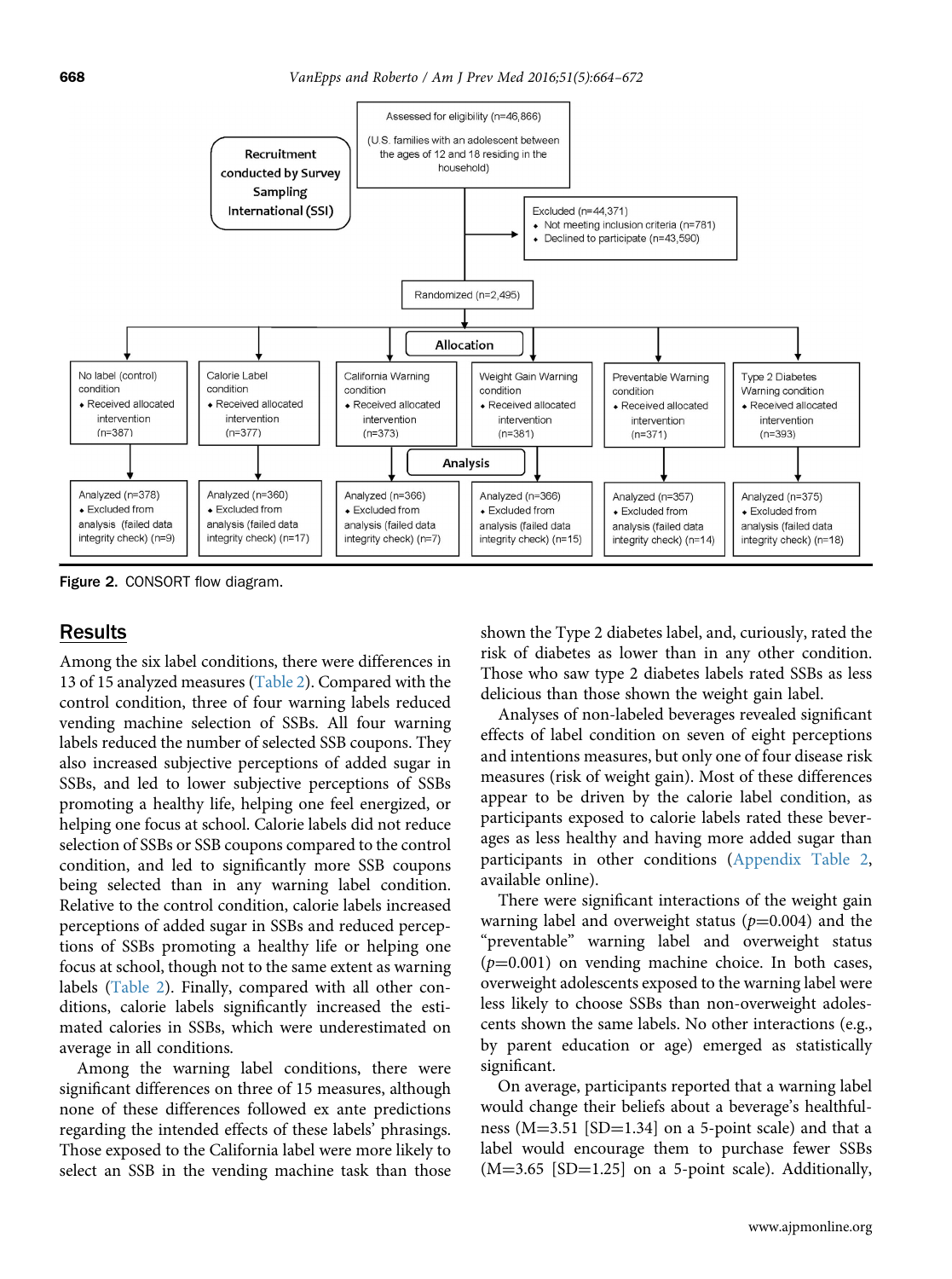Assessed for eligibility (n=46,866)

(U.S. families with an adolescent between the ages of 12 and 18 residing in the household)

Recruitment conducted by Survey Sampling International (SSI)

Excluded (n=44,371)
- Not meeting inclusion criteria (n=781)
- Declined to participate (n=43,590)

Randomized (n=2,495)

**Allocation**

| No label (control) condition | Calorie Label condition | California Warning condition | Weight Gain Warning condition | Preventable Warning condition | Type 2 Diabetes Warning condition |
|---|---|---|---|---|---|
| Received allocated intervention (n=387) | Received allocated intervention (n=377) | Received allocated intervention (n=373) | Received allocated intervention (n=381) | Received allocated intervention (n=371) | Received allocated intervention (n=393) |

**Analysis**

| Analyzed (n=378) | Analyzed (n=360) | Analyzed (n=366) | Analyzed (n=366) | Analyzed (n=357) | Analyzed (n=375) |
|---|---|---|---|---|---|
| Excluded from analysis (failed data integrity check) (n=9) | Excluded from analysis (failed data integrity check) (n=17) | Excluded from analysis (failed data integrity check) (n=7) | Excluded from analysis (failed data integrity check) (n=15) | Excluded from analysis (failed data integrity check) (n=14) | Excluded from analysis (failed data integrity check) (n=18) |

**Figure 2.** CONSORT flow diagram.

## Results

Among the six label conditions, there were differences in 13 of 15 analyzed measures (Table 2). Compared with the control condition, three of four warning labels reduced vending machine selection of SSBs. All four warning labels reduced the number of selected SSB coupons. They also increased subjective perceptions of added sugar in SSBs, and led to lower subjective perceptions of SSBs promoting a healthy life, helping one feel energized, or helping one focus at school. Calorie labels did not reduce selection of SSBs or SSB coupons compared to the control condition, and led to significantly more SSB coupons being selected than in any warning label condition. Relative to the control condition, calorie labels increased perceptions of added sugar in SSBs and reduced perceptions of SSBs promoting a healthy life or helping one focus at school, though not to the same extent as warning labels (Table 2). Finally, compared with all other conditions, calorie labels significantly increased the estimated calories in SSBs, which were underestimated on average in all conditions.

Among the warning label conditions, there were significant differences on three of 15 measures, although none of these differences followed ex ante predictions regarding the intended effects of these labels' phrasings. Those exposed to the California label were more likely to select an SSB in the vending machine task than those shown the Type 2 diabetes label, and, curiously, rated the risk of diabetes as lower than in any other condition. Those who saw type 2 diabetes labels rated SSBs as less delicious than those shown the weight gain label.

Analyses of non-labeled beverages revealed significant effects of label condition on seven of eight perceptions and intentions measures, but only one of four disease risk measures (risk of weight gain). Most of these differences appear to be driven by the calorie label condition, as participants exposed to calorie labels rated these beverages as less healthy and having more added sugar than participants in other conditions (Appendix Table 2, available online).

There were significant interactions of the weight gain warning label and overweight status ($p$=0.004) and the "preventable" warning label and overweight status ($p$=0.001) on vending machine choice. In both cases, overweight adolescents exposed to the warning label were less likely to choose SSBs than non-overweight adolescents shown the same labels. No other interactions (e.g., by parent education or age) emerged as statistically significant.

On average, participants reported that a warning label would change their beliefs about a beverage's healthfulness (M=3.51 [SD=1.34] on a 5-point scale) and that a label would encourage them to purchase fewer SSBs (M=3.65 [SD=1.25] on a 5-point scale). Additionally,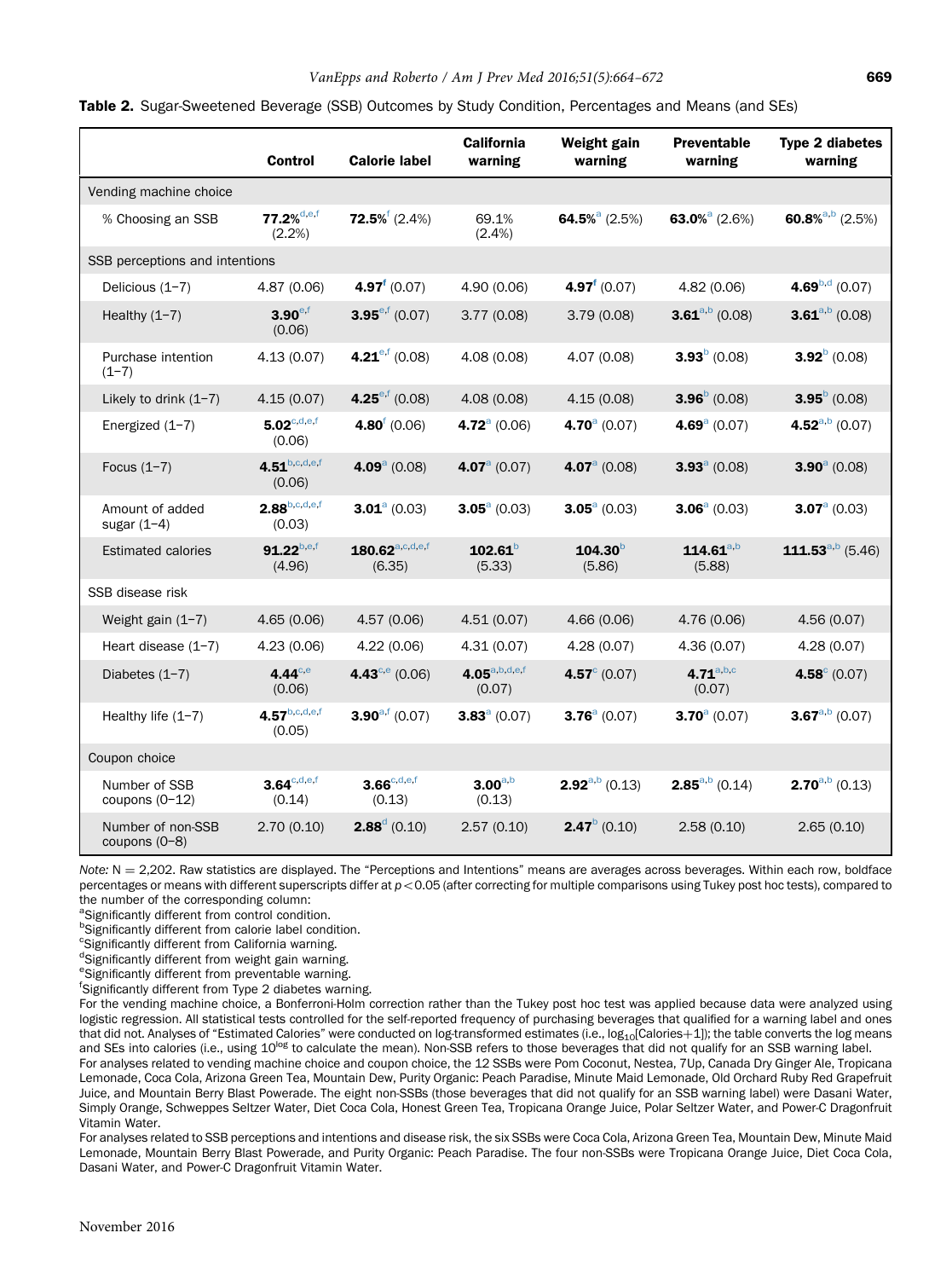**Table 2.** Sugar-Sweetened Beverage (SSB) Outcomes by Study Condition, Percentages and Means (and SEs)

| | Control | Calorie label | California warning | Weight gain warning | Preventable warning | Type 2 diabetes warning |
|---|---|---|---|---|---|---|
| Vending machine choice | | | | | | |
| % Choosing an SSB | **77.2%**[d,e,f] (2.2%) | **72.5%**[f] (2.4%) | 69.1% (2.4%) | **64.5%**[a] (2.5%) | **63.0%**[a] (2.6%) | **60.8%**[a,b] (2.5%) |
| SSB perceptions and intentions | | | | | | |
| Delicious (1–7) | 4.87 (0.06) | **4.97**[f] (0.07) | 4.90 (0.06) | **4.97**[f] (0.07) | 4.82 (0.06) | **4.69**[b,d] (0.07) |
| Healthy (1–7) | **3.90**[e,f] (0.06) | **3.95**[e,f] (0.07) | 3.77 (0.08) | 3.79 (0.08) | **3.61**[a,b] (0.08) | **3.61**[a,b] (0.08) |
| Purchase intention (1–7) | 4.13 (0.07) | **4.21**[e,f] (0.08) | 4.08 (0.08) | 4.07 (0.08) | **3.93**[b] (0.08) | **3.92**[b] (0.08) |
| Likely to drink (1–7) | 4.15 (0.07) | **4.25**[e,f] (0.08) | 4.08 (0.08) | 4.15 (0.08) | **3.96**[b] (0.08) | **3.95**[b] (0.08) |
| Energized (1–7) | **5.02**[c,d,e,f] (0.06) | **4.80**[f] (0.06) | **4.72**[a] (0.06) | **4.70**[a] (0.07) | **4.69**[a] (0.07) | **4.52**[a,b] (0.07) |
| Focus (1–7) | **4.51**[b,c,d,e,f] (0.06) | **4.09**[a] (0.08) | **4.07**[a] (0.07) | **4.07**[a] (0.08) | **3.93**[a] (0.08) | **3.90**[a] (0.08) |
| Amount of added sugar (1–4) | **2.88**[b,c,d,e,f] (0.03) | **3.01**[a] (0.03) | **3.05**[a] (0.03) | **3.05**[a] (0.03) | **3.06**[a] (0.03) | **3.07**[a] (0.03) |
| Estimated calories | **91.22**[b,e,f] (4.96) | **180.62**[a,c,d,e,f] (6.35) | **102.61**[b] (5.33) | **104.30**[b] (5.86) | **114.61**[a,b] (5.88) | **111.53**[a,b] (5.46) |
| SSB disease risk | | | | | | |
| Weight gain (1–7) | 4.65 (0.06) | 4.57 (0.06) | 4.51 (0.07) | 4.66 (0.06) | 4.76 (0.06) | 4.56 (0.07) |
| Heart disease (1–7) | 4.23 (0.06) | 4.22 (0.06) | 4.31 (0.07) | 4.28 (0.07) | 4.36 (0.07) | 4.28 (0.07) |
| Diabetes (1–7) | **4.44**[c,e] (0.06) | **4.43**[c,e] (0.06) | **4.05**[a,b,d,e,f] (0.07) | **4.57**[c] (0.07) | **4.71**[a,b,c] (0.07) | **4.58**[c] (0.07) |
| Healthy life (1–7) | **4.57**[b,c,d,e,f] (0.05) | **3.90**[a,f] (0.07) | **3.83**[a] (0.07) | **3.76**[a] (0.07) | **3.70**[a] (0.07) | **3.67**[a,b] (0.07) |
| Coupon choice | | | | | | |
| Number of SSB coupons (0–12) | **3.64**[c,d,e,f] (0.14) | **3.66**[c,d,e,f] (0.13) | **3.00**[a,b] (0.13) | **2.92**[a,b] (0.13) | **2.85**[a,b] (0.14) | **2.70**[a,b] (0.13) |
| Number of non-SSB coupons (0–8) | 2.70 (0.10) | **2.88**[d] (0.10) | 2.57 (0.10) | **2.47**[b] (0.10) | 2.58 (0.10) | 2.65 (0.10) |

*Note:* N = 2,202. Raw statistics are displayed. The "Perceptions and Intentions" means are averages across beverages. Within each row, boldface percentages or means with different superscripts differ at $p < 0.05$ (after correcting for multiple comparisons using Tukey post hoc tests), compared to the number of the corresponding column:
[a]Significantly different from control condition.
[b]Significantly different from calorie label condition.
[c]Significantly different from California warning.
[d]Significantly different from weight gain warning.
[e]Significantly different from preventable warning.
[f]Significantly different from Type 2 diabetes warning.
For the vending machine choice, a Bonferroni-Holm correction rather than the Tukey post hoc test was applied because data were analyzed using logistic regression. All statistical tests controlled for the self-reported frequency of purchasing beverages that qualified for a warning label and ones that did not. Analyses of "Estimated Calories" were conducted on log-transformed estimates (i.e., $\log_{10}$[Calories+1]); the table converts the log means and SEs into calories (i.e., using $10^{\log}$ to calculate the mean). Non-SSB refers to those beverages that did not qualify for an SSB warning label.
For analyses related to vending machine choice and coupon choice, the 12 SSBs were Pom Coconut, Nestea, 7Up, Canada Dry Ginger Ale, Tropicana Lemonade, Coca Cola, Arizona Green Tea, Mountain Dew, Purity Organic: Peach Paradise, Minute Maid Lemonade, Old Orchard Ruby Red Grapefruit Juice, and Mountain Berry Blast Powerade. The eight non-SSBs (those beverages that did not qualify for an SSB warning label) were Dasani Water, Simply Orange, Schweppes Seltzer Water, Diet Coca Cola, Honest Green Tea, Tropicana Orange Juice, Polar Seltzer Water, and Power-C Dragonfruit Vitamin Water.
For analyses related to SSB perceptions and intentions and disease risk, the six SSBs were Coca Cola, Arizona Green Tea, Mountain Dew, Minute Maid Lemonade, Mountain Berry Blast Powerade, and Purity Organic: Peach Paradise. The four non-SSBs were Tropicana Orange Juice, Diet Coca Cola, Dasani Water, and Power-C Dragonfruit Vitamin Water.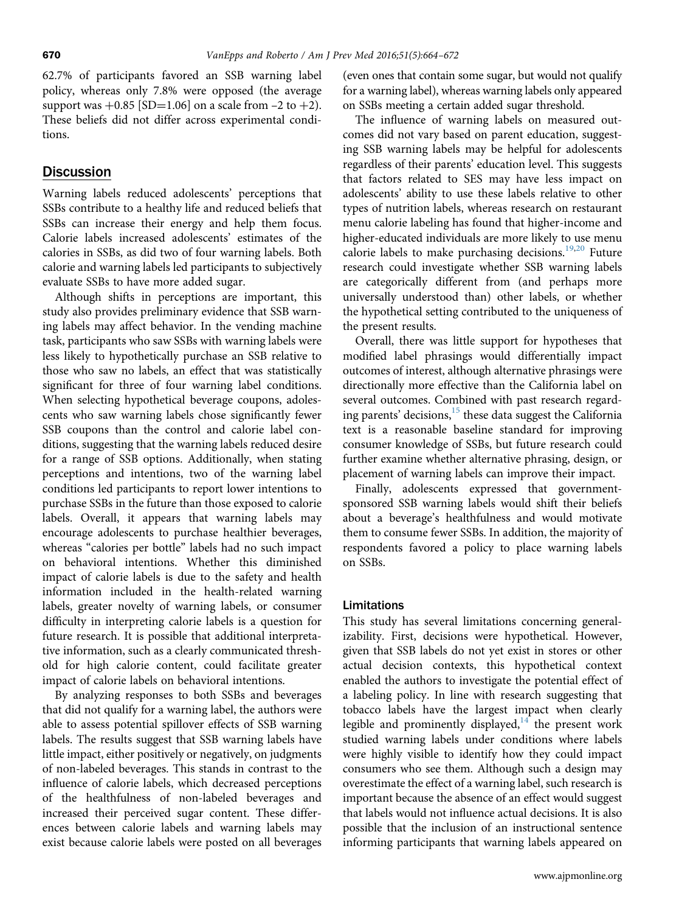62.7% of participants favored an SSB warning label policy, whereas only 7.8% were opposed (the average support was +0.85 [SD=1.06] on a scale from –2 to +2). These beliefs did not differ across experimental conditions.

## Discussion

Warning labels reduced adolescents' perceptions that SSBs contribute to a healthy life and reduced beliefs that SSBs can increase their energy and help them focus. Calorie labels increased adolescents' estimates of the calories in SSBs, as did two of four warning labels. Both calorie and warning labels led participants to subjectively evaluate SSBs to have more added sugar.

Although shifts in perceptions are important, this study also provides preliminary evidence that SSB warning labels may affect behavior. In the vending machine task, participants who saw SSBs with warning labels were less likely to hypothetically purchase an SSB relative to those who saw no labels, an effect that was statistically significant for three of four warning label conditions. When selecting hypothetical beverage coupons, adolescents who saw warning labels chose significantly fewer SSB coupons than the control and calorie label conditions, suggesting that the warning labels reduced desire for a range of SSB options. Additionally, when stating perceptions and intentions, two of the warning label conditions led participants to report lower intentions to purchase SSBs in the future than those exposed to calorie labels. Overall, it appears that warning labels may encourage adolescents to purchase healthier beverages, whereas "calories per bottle" labels had no such impact on behavioral intentions. Whether this diminished impact of calorie labels is due to the safety and health information included in the health-related warning labels, greater novelty of warning labels, or consumer difficulty in interpreting calorie labels is a question for future research. It is possible that additional interpretative information, such as a clearly communicated threshold for high calorie content, could facilitate greater impact of calorie labels on behavioral intentions.

By analyzing responses to both SSBs and beverages that did not qualify for a warning label, the authors were able to assess potential spillover effects of SSB warning labels. The results suggest that SSB warning labels have little impact, either positively or negatively, on judgments of non-labeled beverages. This stands in contrast to the influence of calorie labels, which decreased perceptions of the healthfulness of non-labeled beverages and increased their perceived sugar content. These differences between calorie labels and warning labels may exist because calorie labels were posted on all beverages (even ones that contain some sugar, but would not qualify for a warning label), whereas warning labels only appeared on SSBs meeting a certain added sugar threshold.

The influence of warning labels on measured outcomes did not vary based on parent education, suggesting SSB warning labels may be helpful for adolescents regardless of their parents' education level. This suggests that factors related to SES may have less impact on adolescents' ability to use these labels relative to other types of nutrition labels, whereas research on restaurant menu calorie labeling has found that higher-income and higher-educated individuals are more likely to use menu calorie labels to make purchasing decisions.[19,20] Future research could investigate whether SSB warning labels are categorically different from (and perhaps more universally understood than) other labels, or whether the hypothetical setting contributed to the uniqueness of the present results.

Overall, there was little support for hypotheses that modified label phrasings would differentially impact outcomes of interest, although alternative phrasings were directionally more effective than the California label on several outcomes. Combined with past research regarding parents' decisions,[15] these data suggest the California text is a reasonable baseline standard for improving consumer knowledge of SSBs, but future research could further examine whether alternative phrasing, design, or placement of warning labels can improve their impact.

Finally, adolescents expressed that government-sponsored SSB warning labels would shift their beliefs about a beverage's healthfulness and would motivate them to consume fewer SSBs. In addition, the majority of respondents favored a policy to place warning labels on SSBs.

### Limitations

This study has several limitations concerning generalizability. First, decisions were hypothetical. However, given that SSB labels do not yet exist in stores or other actual decision contexts, this hypothetical context enabled the authors to investigate the potential effect of a labeling policy. In line with research suggesting that tobacco labels have the largest impact when clearly legible and prominently displayed,[14] the present work studied warning labels under conditions where labels were highly visible to identify how they could impact consumers who see them. Although such a design may overestimate the effect of a warning label, such research is important because the absence of an effect would suggest that labels would not influence actual decisions. It is also possible that the inclusion of an instructional sentence informing participants that warning labels appeared on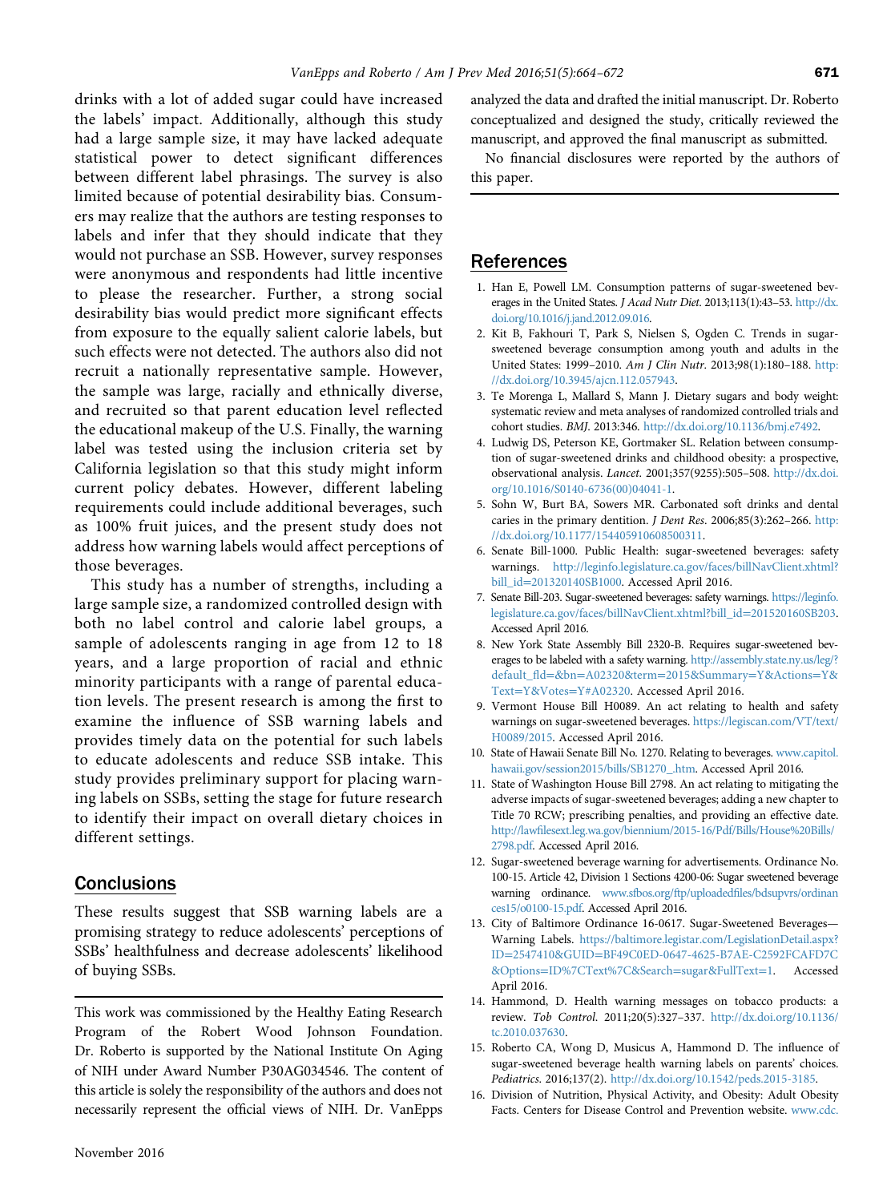drinks with a lot of added sugar could have increased the labels' impact. Additionally, although this study had a large sample size, it may have lacked adequate statistical power to detect significant differences between different label phrasings. The survey is also limited because of potential desirability bias. Consumers may realize that the authors are testing responses to labels and infer that they should indicate that they would not purchase an SSB. However, survey responses were anonymous and respondents had little incentive to please the researcher. Further, a strong social desirability bias would predict more significant effects from exposure to the equally salient calorie labels, but such effects were not detected. The authors also did not recruit a nationally representative sample. However, the sample was large, racially and ethnically diverse, and recruited so that parent education level reflected the educational makeup of the U.S. Finally, the warning label was tested using the inclusion criteria set by California legislation so that this study might inform current policy debates. However, different labeling requirements could include additional beverages, such as 100% fruit juices, and the present study does not address how warning labels would affect perceptions of those beverages.

This study has a number of strengths, including a large sample size, a randomized controlled design with both no label control and calorie label groups, a sample of adolescents ranging in age from 12 to 18 years, and a large proportion of racial and ethnic minority participants with a range of parental education levels. The present research is among the first to examine the influence of SSB warning labels and provides timely data on the potential for such labels to educate adolescents and reduce SSB intake. This study provides preliminary support for placing warning labels on SSBs, setting the stage for future research to identify their impact on overall dietary choices in different settings.

## Conclusions

These results suggest that SSB warning labels are a promising strategy to reduce adolescents' perceptions of SSBs' healthfulness and decrease adolescents' likelihood of buying SSBs.

This work was commissioned by the Healthy Eating Research Program of the Robert Wood Johnson Foundation. Dr. Roberto is supported by the National Institute On Aging of NIH under Award Number P30AG034546. The content of this article is solely the responsibility of the authors and does not necessarily represent the official views of NIH. Dr. VanEpps analyzed the data and drafted the initial manuscript. Dr. Roberto conceptualized and designed the study, critically reviewed the manuscript, and approved the final manuscript as submitted.

No financial disclosures were reported by the authors of this paper.

## References

1. Han E, Powell LM. Consumption patterns of sugar-sweetened beverages in the United States. *J Acad Nutr Diet*. 2013;113(1):43–53. http://dx.doi.org/10.1016/j.jand.2012.09.016.
2. Kit B, Fakhouri T, Park S, Nielsen S, Ogden C. Trends in sugar-sweetened beverage consumption among youth and adults in the United States: 1999–2010. *Am J Clin Nutr*. 2013;98(1):180–188. http://dx.doi.org/10.3945/ajcn.112.057943.
3. Te Morenga L, Mallard S, Mann J. Dietary sugars and body weight: systematic review and meta analyses of randomized controlled trials and cohort studies. *BMJ*. 2013:346. http://dx.doi.org/10.1136/bmj.e7492.
4. Ludwig DS, Peterson KE, Gortmaker SL. Relation between consumption of sugar-sweetened drinks and childhood obesity: a prospective, observational analysis. *Lancet*. 2001;357(9255):505–508. http://dx.doi.org/10.1016/S0140-6736(00)04041-1.
5. Sohn W, Burt BA, Sowers MR. Carbonated soft drinks and dental caries in the primary dentition. *J Dent Res*. 2006;85(3):262–266. http://dx.doi.org/10.1177/154405910608500311.
6. Senate Bill-1000. Public Health: sugar-sweetened beverages: safety warnings. http://leginfo.legislature.ca.gov/faces/billNavClient.xhtml?bill_id=201320140SB1000. Accessed April 2016.
7. Senate Bill-203. Sugar-sweetened beverages: safety warnings. https://leginfo.legislature.ca.gov/faces/billNavClient.xhtml?bill_id=201520160SB203. Accessed April 2016.
8. New York State Assembly Bill 2320-B. Requires sugar-sweetened beverages to be labeled with a safety warning. http://assembly.state.ny.us/leg/?default_fld=&bn=A02320&term=2015&Summary=Y&Actions=Y&Text=Y&Votes=Y#A02320. Accessed April 2016.
9. Vermont House Bill H0089. An act relating to health and safety warnings on sugar-sweetened beverages. https://legiscan.com/VT/text/H0089/2015. Accessed April 2016.
10. State of Hawaii Senate Bill No. 1270. Relating to beverages. www.capitol.hawaii.gov/session2015/bills/SB1270_.htm. Accessed April 2016.
11. State of Washington House Bill 2798. An act relating to mitigating the adverse impacts of sugar-sweetened beverages; adding a new chapter to Title 70 RCW; prescribing penalties, and providing an effective date. http://lawfilesext.leg.wa.gov/biennium/2015-16/Pdf/Bills/House%20Bills/2798.pdf. Accessed April 2016.
12. Sugar-sweetened beverage warning for advertisements. Ordinance No. 100-15. Article 42, Division 1 Sections 4200-06: Sugar sweetened beverage warning ordinance. www.sfbos.org/ftp/uploadedfiles/bdsupvrs/ordinances15/o0100-15.pdf. Accessed April 2016.
13. City of Baltimore Ordinance 16-0617. Sugar-Sweetened Beverages—Warning Labels. https://baltimore.legistar.com/LegislationDetail.aspx?ID=2547410&GUID=BF49C0ED-0647-4625-B7AE-C2592FCAFD7C&Options=ID%7CText%7C&Search=sugar&FullText=1. Accessed April 2016.
14. Hammond, D. Health warning messages on tobacco products: a review. *Tob Control*. 2011;20(5):327–337. http://dx.doi.org/10.1136/tc.2010.037630.
15. Roberto CA, Wong D, Musicus A, Hammond D. The influence of sugar-sweetened beverage health warning labels on parents' choices. *Pediatrics*. 2016;137(2). http://dx.doi.org/10.1542/peds.2015-3185.
16. Division of Nutrition, Physical Activity, and Obesity: Adult Obesity Facts. Centers for Disease Control and Prevention website. www.cdc.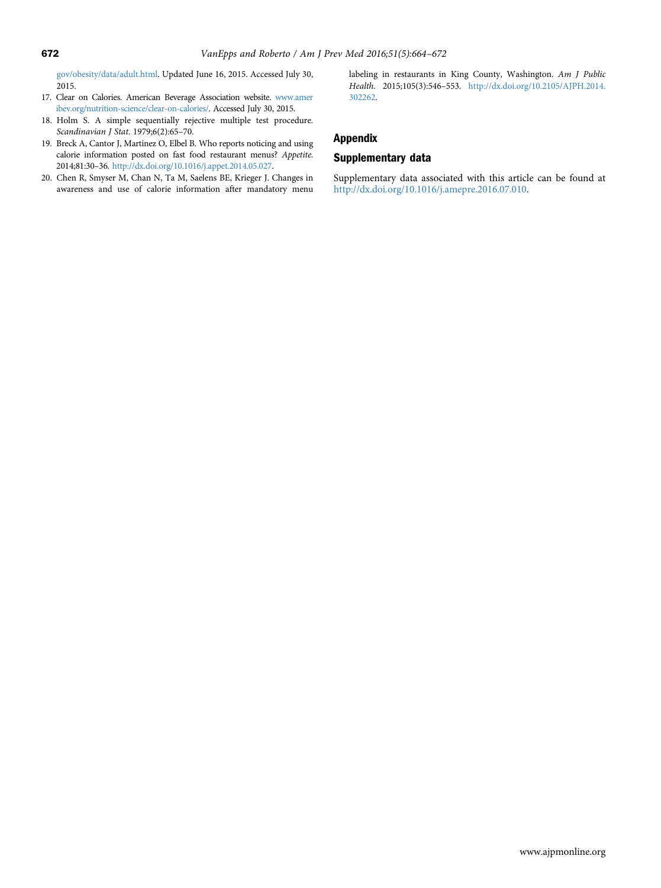gov/obesity/data/adult.html. Updated June 16, 2015. Accessed July 30, 2015.

17. Clear on Calories. American Beverage Association website. www.ameribev.org/nutrition-science/clear-on-calories/. Accessed July 30, 2015.
18. Holm S. A simple sequentially rejective multiple test procedure. *Scandinavian J Stat*. 1979;6(2):65–70.
19. Breck A, Cantor J, Martinez O, Elbel B. Who reports noticing and using calorie information posted on fast food restaurant menus? *Appetite*. 2014;81:30–36. http://dx.doi.org/10.1016/j.appet.2014.05.027.
20. Chen R, Smyser M, Chan N, Ta M, Saelens BE, Krieger J. Changes in awareness and use of calorie information after mandatory menu labeling in restaurants in King County, Washington. *Am J Public Health*. 2015;105(3):546–553. http://dx.doi.org/10.2105/AJPH.2014.302262.

## Appendix

### Supplementary data

Supplementary data associated with this article can be found at http://dx.doi.org/10.1016/j.amepre.2016.07.010.